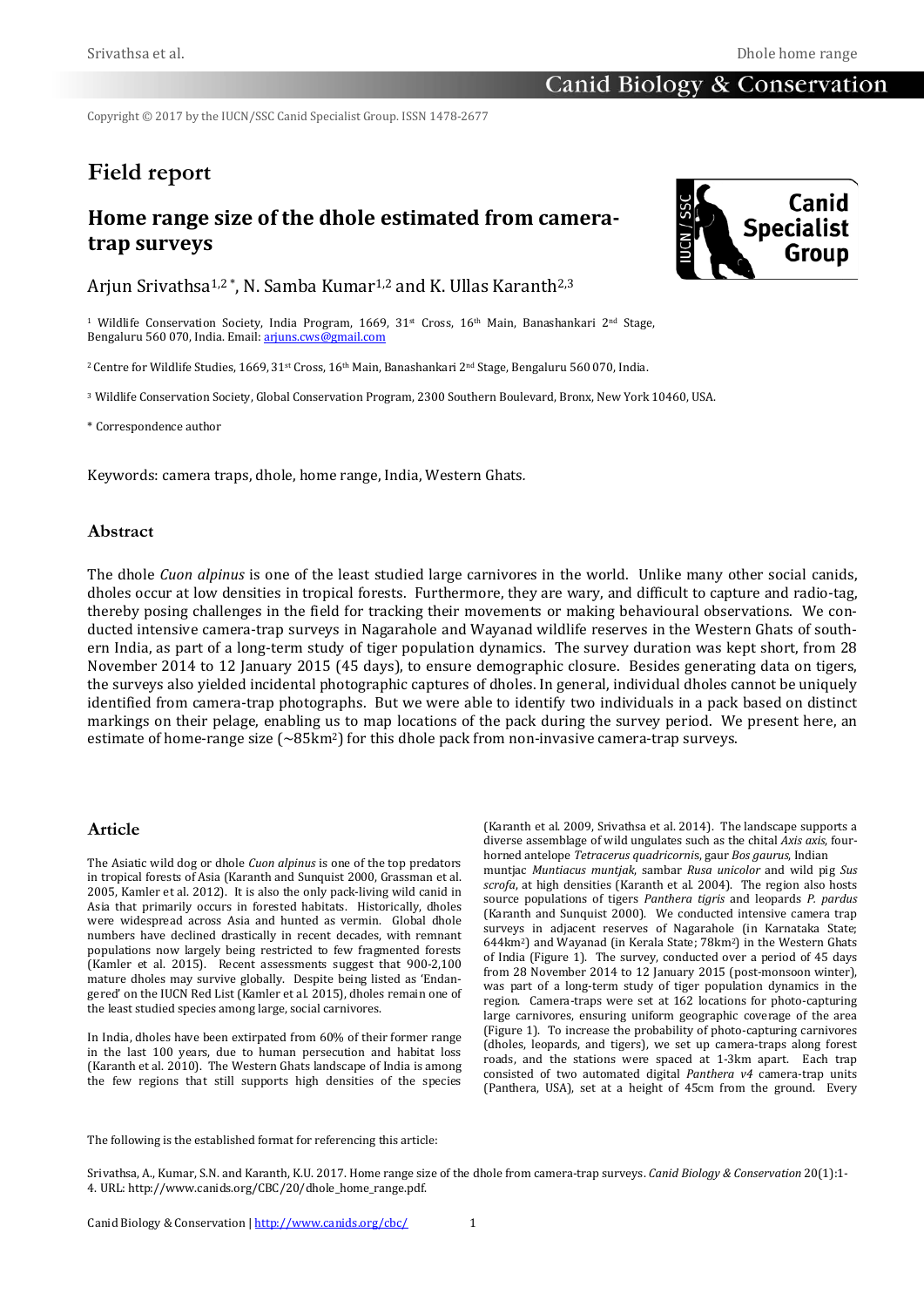Copyright © 2017 by the IUCN/SSC Canid Specialist Group. ISSN 1478-2677

# Field report

## Home range size of the dhole estimated from camera-trap surveys

Arjun Srivathsa[1,2 *], N. Samba Kumar[1,2] and K. Ullas Karanth[2,3]

[1] Wildlife Conservation Society, India Program, 1669, 31st Cross, 16th Main, Banashankari 2nd Stage, Bengaluru 560 070, India. Email: arjuns.cws@gmail.com

[2] Centre for Wildlife Studies, 1669, 31st Cross, 16th Main, Banashankari 2nd Stage, Bengaluru 560 070, India.

[3] Wildlife Conservation Society, Global Conservation Program, 2300 Southern Boulevard, Bronx, New York 10460, USA.

\* Correspondence author

Keywords: camera traps, dhole, home range, India, Western Ghats.

### Abstract

The dhole *Cuon alpinus* is one of the least studied large carnivores in the world. Unlike many other social canids, dholes occur at low densities in tropical forests. Furthermore, they are wary, and difficult to capture and radio-tag, thereby posing challenges in the field for tracking their movements or making behavioural observations. We conducted intensive camera-trap surveys in Nagarahole and Wayanad wildlife reserves in the Western Ghats of southern India, as part of a long-term study of tiger population dynamics. The survey duration was kept short, from 28 November 2014 to 12 January 2015 (45 days), to ensure demographic closure. Besides generating data on tigers, the surveys also yielded incidental photographic captures of dholes. In general, individual dholes cannot be uniquely identified from camera-trap photographs. But we were able to identify two individuals in a pack based on distinct markings on their pelage, enabling us to map locations of the pack during the survey period. We present here, an estimate of home-range size (~85km$^2$) for this dhole pack from non-invasive camera-trap surveys.

### Article

The Asiatic wild dog or dhole *Cuon alpinus* is one of the top predators in tropical forests of Asia (Karanth and Sunquist 2000, Grassman et al. 2005, Kamler et al. 2012). It is also the only pack-living wild canid in Asia that primarily occurs in forested habitats. Historically, dholes were widespread across Asia and hunted as vermin. Global dhole numbers have declined drastically in recent decades, with remnant populations now largely being restricted to few fragmented forests (Kamler et al. 2015). Recent assessments suggest that 900-2,100 mature dholes may survive globally. Despite being listed as 'Endangered' on the IUCN Red List (Kamler et al. 2015), dholes remain one of the least studied species among large, social carnivores.

In India, dholes have been extirpated from 60% of their former range in the last 100 years, due to human persecution and habitat loss (Karanth et al. 2010). The Western Ghats landscape of India is among the few regions that still supports high densities of the species (Karanth et al. 2009, Srivathsa et al. 2014). The landscape supports a diverse assemblage of wild ungulates such as the chital *Axis axis*, four-horned antelope *Tetracerus quadricornis*, gaur *Bos gaurus*, Indian muntjac *Muntiacus muntjak*, sambar *Rusa unicolor* and wild pig *Sus scrofa*, at high densities (Karanth et al. 2004). The region also hosts source populations of tigers *Panthera tigris* and leopards *P. pardus* (Karanth and Sunquist 2000). We conducted intensive camera trap surveys in adjacent reserves of Nagarahole (in Karnataka State; 644km$^2$) and Wayanad (in Kerala State; 78km$^2$) in the Western Ghats of India (Figure 1). The survey, conducted over a period of 45 days from 28 November 2014 to 12 January 2015 (post-monsoon winter), was part of a long-term study of tiger population dynamics in the region. Camera-traps were set at 162 locations for photo-capturing large carnivores, ensuring uniform geographic coverage of the area (Figure 1). To increase the probability of photo-capturing carnivores (dholes, leopards, and tigers), we set up camera-traps along forest roads, and the stations were spaced at 1-3km apart. Each trap consisted of two automated digital *Panthera v4* camera-trap units (Panthera, USA), set at a height of 45cm from the ground. Every

The following is the established format for referencing this article:

Srivathsa, A., Kumar, S.N. and Karanth, K.U. 2017. Home range size of the dhole from camera-trap surveys. *Canid Biology & Conservation* 20(1):1-4. URL: http://www.canids.org/CBC/20/dhole_home_range.pdf.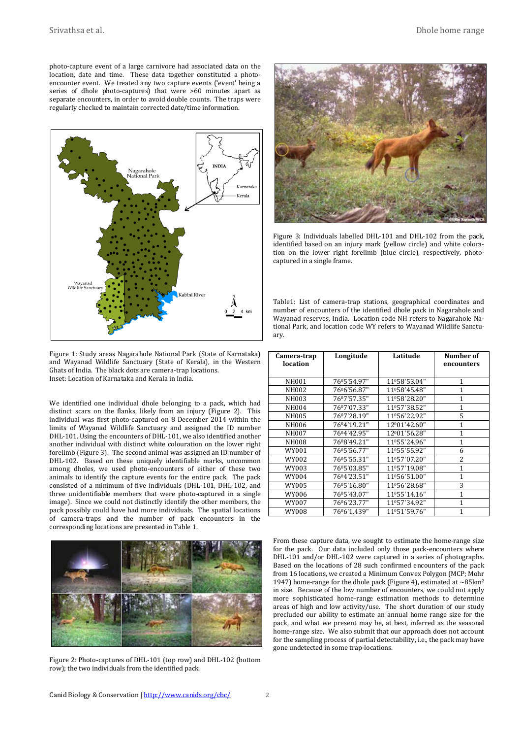photo-capture event of a large carnivore had associated data on the location, date and time. These data together constituted a photo-encounter event. We treated any two capture events ('event' being a series of dhole photo-captures) that were >60 minutes apart as separate encounters, in order to avoid double counts. The traps were regularly checked to maintain corrected date/time information.

Figure 1: Study areas Nagarahole National Park (State of Karnataka) and Wayanad Wildlife Sanctuary (State of Kerala), in the Western Ghats of India. The black dots are camera-trap locations.
Inset: Location of Karnataka and Kerala in India.

We identified one individual dhole belonging to a pack, which had distinct scars on the flanks, likely from an injury (Figure 2). This individual was first photo-captured on 8 December 2014 within the limits of Wayanad Wildlife Sanctuary and assigned the ID number DHL-101. Using the encounters of DHL-101, we also identified another another individual with distinct white colouration on the lower right forelimb (Figure 3). The second animal was assigned an ID number of DHL-102. Based on these uniquely identifiable marks, uncommon among dholes, we used photo-encounters of either of these two animals to identify the capture events for the entire pack. The pack consisted of a minimum of five individuals (DHL-101, DHL-102, and three unidentifiable members that were photo-captured in a single image). Since we could not distinctly identify the other members, the pack possibly could have had more individuals. The spatial locations of camera-traps and the number of pack encounters in the corresponding locations are presented in Table 1.

Figure 2: Photo-captures of DHL-101 (top row) and DHL-102 (bottom row); the two individuals from the identified pack.

Figure 3: Individuals labelled DHL-101 and DHL-102 from the pack, identified based on an injury mark (yellow circle) and white coloration on the lower right forelimb (blue circle), respectively, photo-captured in a single frame.

Table1: List of camera-trap stations, geographical coordinates and number of encounters of the identified dhole pack in Nagarahole and Wayanad reserves, India. Location code NH refers to Nagarahole National Park, and location code WY refers to Wayanad Wildlife Sanctuary.

| Camera-trap location | Longitude | Latitude | Number of encounters |
|---|---|---|---|
| NH001 | 76º5'54.97" | 11º58'53.04" | 1 |
| NH002 | 76º6'56.87" | 11º58'45.48" | 1 |
| NH003 | 76º7'57.35" | 11º58'28.20" | 1 |
| NH004 | 76º7'07.33" | 11º57'38.52" | 1 |
| NH005 | 76º7'28.19" | 11º56'22.92" | 5 |
| NH006 | 76º4'19.21" | 12º01'42.60" | 1 |
| NH007 | 76º4'42.95" | 12º01'56.28" | 1 |
| NH008 | 76º8'49.21" | 11º55'24.96" | 1 |
| WY001 | 76º5'56.77" | 11º55'55.92" | 6 |
| WY002 | 76º5'55.31" | 11º57'07.20" | 2 |
| WY003 | 76º5'03.85" | 11º57'19.08" | 1 |
| WY004 | 76º4'23.51" | 11º56'51.00" | 1 |
| WY005 | 76º5'16.80" | 11º56'28.68" | 3 |
| WY006 | 76º5'43.07" | 11º55'14.16" | 1 |
| WY007 | 76º6'23.77" | 11º57'34.92" | 1 |
| WY008 | 76º6'1.439" | 11º51'59.76" | 1 |

From these capture data, we sought to estimate the home-range size for the pack. Our data included only those pack-encounters where DHL-101 and/or DHL-102 were captured in a series of photographs. Based on the locations of 28 such confirmed encounters of the pack from 16 locations, we created a Minimum Convex Polygon (MCP; Mohr 1947) home-range for the dhole pack (Figure 4), estimated at ~85km$^2$ in size. Because of the low number of encounters, we could not apply more sophisticated home-range estimation methods to determine areas of high and low activity/use. The short duration of our study precluded our ability to estimate an annual home range size for the pack, and what we present may be, at best, inferred as the seasonal home-range size. We also submit that our approach does not account for the sampling process of partial detectability, i.e., the pack may have gone undetected in some trap-locations.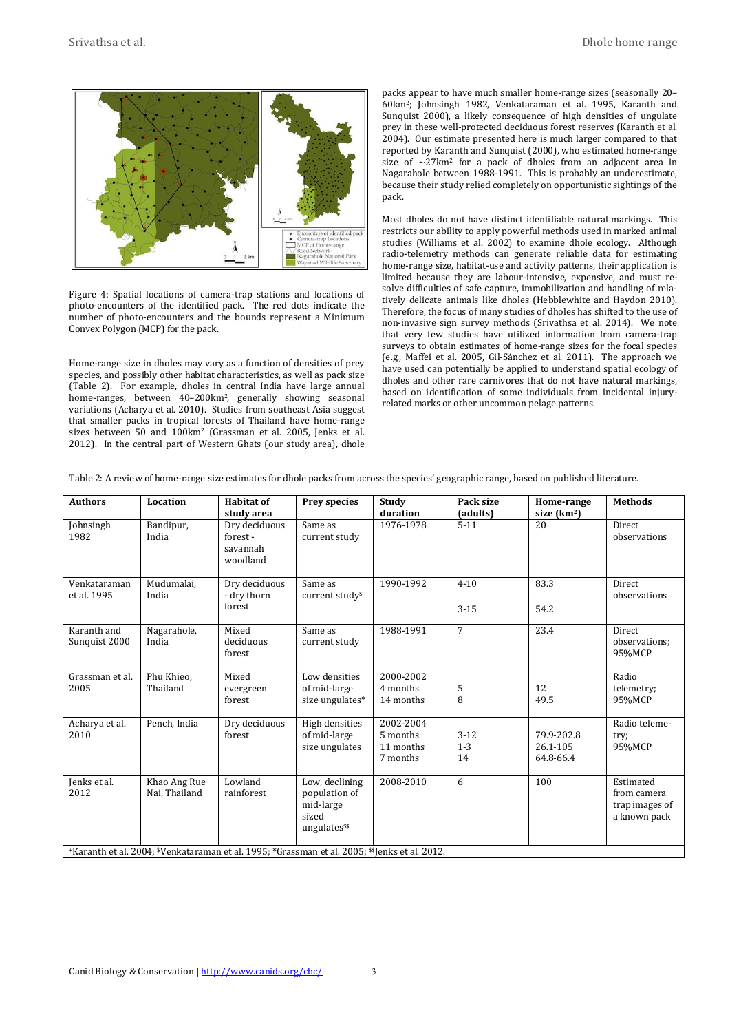Figure 4: Spatial locations of camera-trap stations and locations of photo-encounters of the identified pack. The red dots indicate the number of photo-encounters and the bounds represent a Minimum Convex Polygon (MCP) for the pack.

Home-range size in dholes may vary as a function of densities of prey species, and possibly other habitat characteristics, as well as pack size (Table 2). For example, dholes in central India have large annual home-ranges, between 40–200km², generally showing seasonal variations (Acharya et al. 2010). Studies from southeast Asia suggest that smaller packs in tropical forests of Thailand have home-range sizes between 50 and 100km² (Grassman et al. 2005, Jenks et al. 2012). In the central part of Western Ghats (our study area), dhole packs appear to have much smaller home-range sizes (seasonally 20–60km²; Johnsingh 1982, Venkataraman et al. 1995, Karanth and Sunquist 2000), a likely consequence of high densities of ungulate prey in these well-protected deciduous forest reserves (Karanth et al. 2004). Our estimate presented here is much larger compared to that reported by Karanth and Sunquist (2000), who estimated home-range size of ~27km² for a pack of dholes from an adjacent area in Nagarahole between 1988-1991. This is probably an underestimate, because their study relied completely on opportunistic sightings of the pack.

Most dholes do not have distinct identifiable natural markings. This restricts our ability to apply powerful methods used in marked animal studies (Williams et al. 2002) to examine dhole ecology. Although radio-telemetry methods can generate reliable data for estimating home-range size, habitat-use and activity patterns, their application is limited because they are labour-intensive, expensive, and must resolve difficulties of safe capture, immobilization and handling of relatively delicate animals like dholes (Hebblewhite and Haydon 2010). Therefore, the focus of many studies of dholes has shifted to the use of non-invasive sign survey methods (Srivathsa et al. 2014). We note that very few studies have utilized information from camera-trap surveys to obtain estimates of home-range sizes for the focal species (e.g., Maffei et al. 2005, Gil-Sánchez et al. 2011). The approach we have used can potentially be applied to understand spatial ecology of dholes and other rare carnivores that do not have natural markings, based on identification of some individuals from incidental injury-related marks or other uncommon pelage patterns.

Table 2: A review of home-range size estimates for dhole packs from across the species' geographic range, based on published literature.

| Authors | Location | Habitat of study area | Prey species | Study duration | Pack size (adults) | Home-range size (km²) | Methods |
|---|---|---|---|---|---|---|---|
| Johnsingh 1982 | Bandipur, India | Dry deciduous forest - savannah woodland | Same as current study | 1976-1978 | 5-11 | 20 | Direct observations |
| Venkataraman et al. 1995 | Mudumalai, India | Dry deciduous - dry thorn forest | Same as current study$ | 1990-1992 | 4-10<br>3-15 | 83.3<br>54.2 | Direct observations |
| Karanth and Sunquist 2000 | Nagarahole, India | Mixed deciduous forest | Same as current study | 1988-1991 | 7 | 23.4 | Direct observations; 95%MCP |
| Grassman et al. 2005 | Phu Khieo, Thailand | Mixed evergreen forest | Low densities of mid-large size ungulates* | 2000-2002<br>4 months<br>14 months | <br>5<br>8 | <br>12<br>49.5 | Radio telemetry; 95%MCP |
| Acharya et al. 2010 | Pench, India | Dry deciduous forest | High densities of mid-large size ungulates | 2002-2004<br>5 months<br>11 months<br>7 months | <br>3-12<br>1-3<br>14 | <br>79.9-202.8<br>26.1-105<br>64.8-66.4 | Radio telemetry; 95%MCP |
| Jenks et al. 2012 | Khao Ang Rue Nai, Thailand | Lowland rainforest | Low, declining population of mid-large sized ungulates$$ | 2008-2010 | 6 | 100 | Estimated from camera trap images of a known pack |

+Karanth et al. 2004; $Venkataraman et al. 1995; *Grassman et al. 2005; $$Jenks et al. 2012.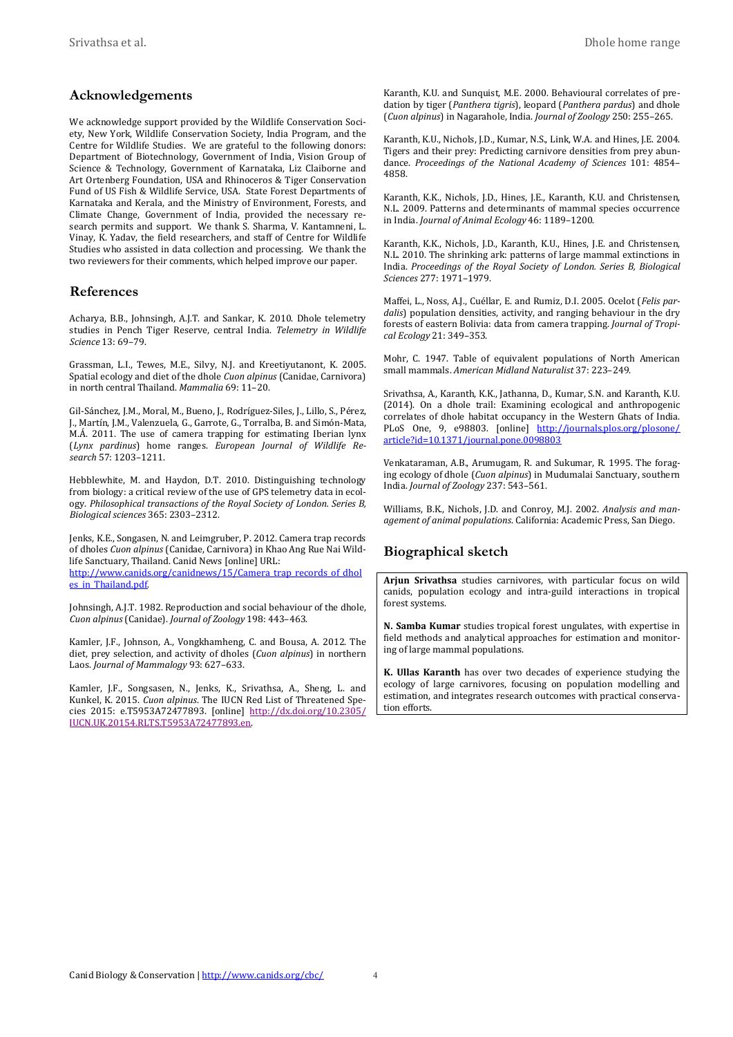## Acknowledgements

We acknowledge support provided by the Wildlife Conservation Society, New York, Wildlife Conservation Society, India Program, and the Centre for Wildlife Studies. We are grateful to the following donors: Department of Biotechnology, Government of India, Vision Group of Science & Technology, Government of Karnataka, Liz Claiborne and Art Ortenberg Foundation, USA and Rhinoceros & Tiger Conservation Fund of US Fish & Wildlife Service, USA. State Forest Departments of Karnataka and Kerala, and the Ministry of Environment, Forests, and Climate Change, Government of India, provided the necessary research permits and support. We thank S. Sharma, V. Kantamneni, L. Vinay, K. Yadav, the field researchers, and staff of Centre for Wildlife Studies who assisted in data collection and processing. We thank the two reviewers for their comments, which helped improve our paper.

## References

Acharya, B.B., Johnsingh, A.J.T. and Sankar, K. 2010. Dhole telemetry studies in Pench Tiger Reserve, central India. *Telemetry in Wildlife Science* 13: 69–79.

Grassman, L.I., Tewes, M.E., Silvy, N.J. and Kreetiyutanont, K. 2005. Spatial ecology and diet of the dhole *Cuon alpinus* (Canidae, Carnivora) in north central Thailand. *Mammalia* 69: 11–20.

Gil-Sánchez, J.M., Moral, M., Bueno, J., Rodríguez-Siles, J., Lillo, S., Pérez, J., Martín, J.M., Valenzuela, G., Garrote, G., Torralba, B. and Simón-Mata, M.Á. 2011. The use of camera trapping for estimating Iberian lynx (*Lynx pardinus*) home ranges. *European Journal of Wildlife Research* 57: 1203–1211.

Hebblewhite, M. and Haydon, D.T. 2010. Distinguishing technology from biology: a critical review of the use of GPS telemetry data in ecology. *Philosophical transactions of the Royal Society of London. Series B, Biological sciences* 365: 2303–2312.

Jenks, K.E., Songasen, N. and Leimgruber, P. 2012. Camera trap records of dholes *Cuon alpinus* (Canidae, Carnivora) in Khao Ang Rue Nai Wildlife Sanctuary, Thailand. Canid News [online] URL: http://www.canids.org/canidnews/15/Camera_trap_records_of_dholes_in_Thailand.pdf.

Johnsingh, A.J.T. 1982. Reproduction and social behaviour of the dhole, *Cuon alpinus* (Canidae). *Journal of Zoology* 198: 443–463.

Kamler, J.F., Johnson, A., Vongkhamheng, C. and Bousa, A. 2012. The diet, prey selection, and activity of dholes (*Cuon alpinus*) in northern Laos. *Journal of Mammalogy* 93: 627–633.

Kamler, J.F., Songsasen, N., Jenks, K., Srivathsa, A., Sheng, L. and Kunkel, K. 2015. *Cuon alpinus*. The IUCN Red List of Threatened Species 2015: e.T5953A72477893. [online] http://dx.doi.org/10.2305/IUCN.UK.20154.RLTS.T5953A72477893.en.

Karanth, K.U. and Sunquist, M.E. 2000. Behavioural correlates of predation by tiger (*Panthera tigris*), leopard (*Panthera pardus*) and dhole (*Cuon alpinus*) in Nagarahole, India. *Journal of Zoology* 250: 255–265.

Karanth, K.U., Nichols, J.D., Kumar, N.S., Link, W.A. and Hines, J.E. 2004. Tigers and their prey: Predicting carnivore densities from prey abundance. *Proceedings of the National Academy of Sciences* 101: 4854–4858.

Karanth, K.K., Nichols, J.D., Hines, J.E., Karanth, K.U. and Christensen, N.L. 2009. Patterns and determinants of mammal species occurrence in India. *Journal of Animal Ecology* 46: 1189–1200.

Karanth, K.K., Nichols, J.D., Karanth, K.U., Hines, J.E. and Christensen, N.L. 2010. The shrinking ark: patterns of large mammal extinctions in India. *Proceedings of the Royal Society of London. Series B, Biological Sciences* 277: 1971–1979.

Maffei, L., Noss, A.J., Cuéllar, E. and Rumiz, D.I. 2005. Ocelot (*Felis pardalis*) population densities, activity, and ranging behaviour in the dry forests of eastern Bolivia: data from camera trapping. *Journal of Tropical Ecology* 21: 349–353.

Mohr, C. 1947. Table of equivalent populations of North American small mammals. *American Midland Naturalist* 37: 223–249.

Srivathsa, A., Karanth, K.K., Jathanna, D., Kumar, S.N. and Karanth, K.U. (2014). On a dhole trail: Examining ecological and anthropogenic correlates of dhole habitat occupancy in the Western Ghats of India. PLoS One, 9, e98803. [online] http://journals.plos.org/plosone/article?id=10.1371/journal.pone.0098803

Venkataraman, A.B., Arumugam, R. and Sukumar, R. 1995. The foraging ecology of dhole (*Cuon alpinus*) in Mudumalai Sanctuary, southern India. *Journal of Zoology* 237: 543–561.

Williams, B.K., Nichols, J.D. and Conroy, M.J. 2002. *Analysis and management of animal populations*. California: Academic Press, San Diego.

## Biographical sketch

**Arjun Srivathsa** studies carnivores, with particular focus on wild canids, population ecology and intra-guild interactions in tropical forest systems.

**N. Samba Kumar** studies tropical forest ungulates, with expertise in field methods and analytical approaches for estimation and monitoring of large mammal populations.

**K. Ullas Karanth** has over two decades of experience studying the ecology of large carnivores, focusing on population modelling and estimation, and integrates research outcomes with practical conservation efforts.